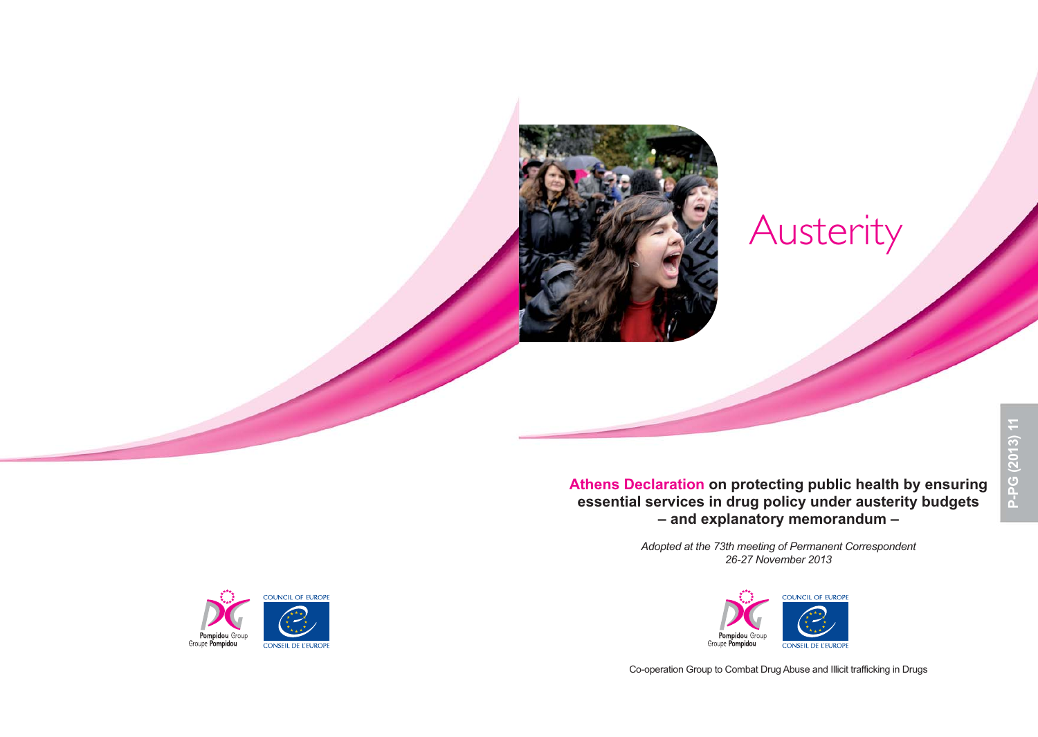# Austerity

**Athens Declaration on protecting public health by ensuring essential services in drug policy under austerity budgets – and explanatory memorandum –**

*Adopted at the 73th meeting of Permanent Correspondent 26-27 November 2013*

P-PG (2013) 11

Pompidou Group
Groupe Pompidou

COUNCIL OF EUROPE
CONSEIL DE L'EUROPE

Co-operation Group to Combat Drug Abuse and Illicit trafficking in Drugs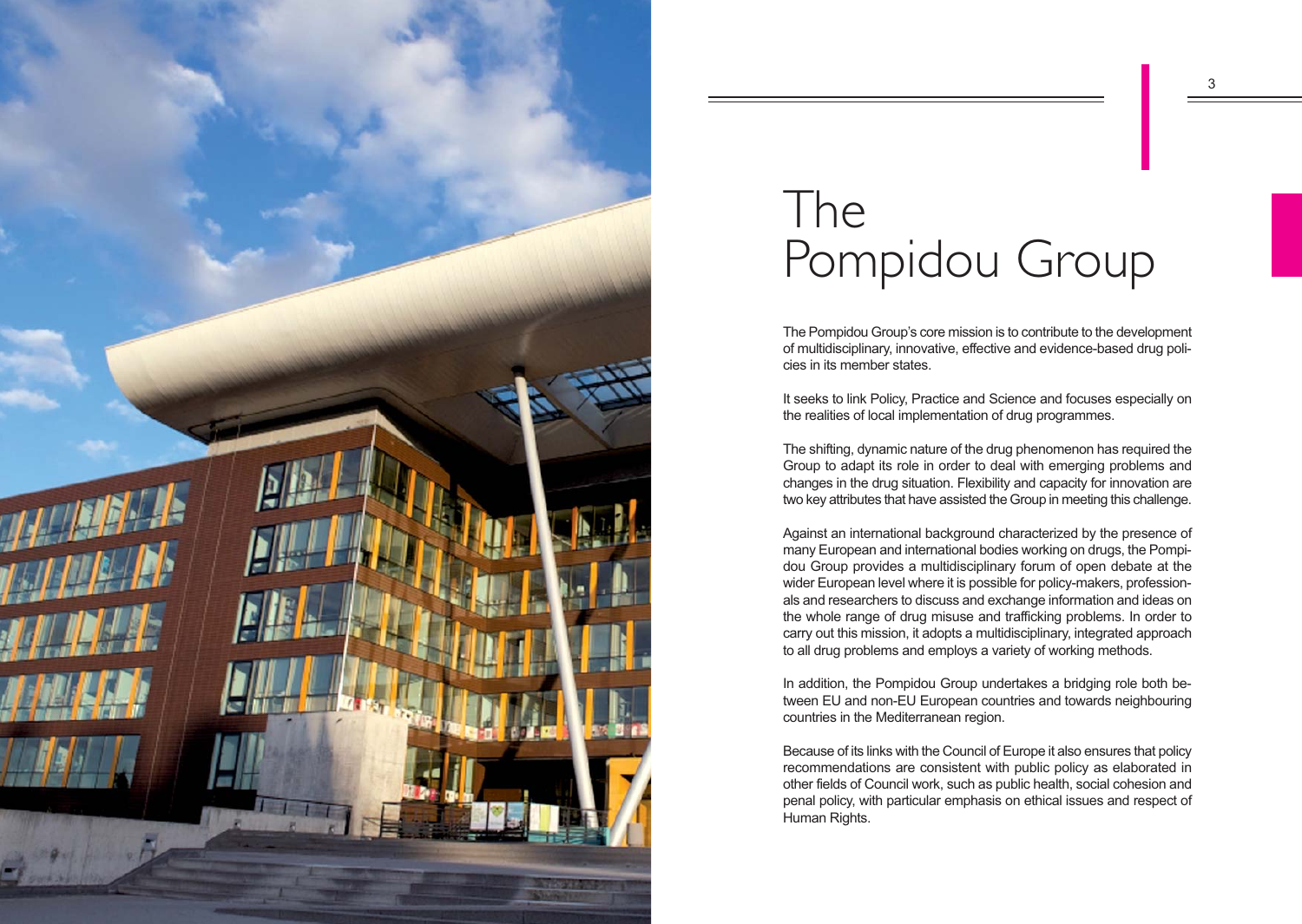# The Pompidou Group

The Pompidou Group's core mission is to contribute to the development of multidisciplinary, innovative, effective and evidence-based drug policies in its member states.

It seeks to link Policy, Practice and Science and focuses especially on the realities of local implementation of drug programmes.

The shifting, dynamic nature of the drug phenomenon has required the Group to adapt its role in order to deal with emerging problems and changes in the drug situation. Flexibility and capacity for innovation are two key attributes that have assisted the Group in meeting this challenge.

Against an international background characterized by the presence of many European and international bodies working on drugs, the Pompidou Group provides a multidisciplinary forum of open debate at the wider European level where it is possible for policy-makers, professionals and researchers to discuss and exchange information and ideas on the whole range of drug misuse and trafficking problems. In order to carry out this mission, it adopts a multidisciplinary, integrated approach to all drug problems and employs a variety of working methods.

In addition, the Pompidou Group undertakes a bridging role both between EU and non-EU European countries and towards neighbouring countries in the Mediterranean region.

Because of its links with the Council of Europe it also ensures that policy recommendations are consistent with public policy as elaborated in other fields of Council work, such as public health, social cohesion and penal policy, with particular emphasis on ethical issues and respect of Human Rights.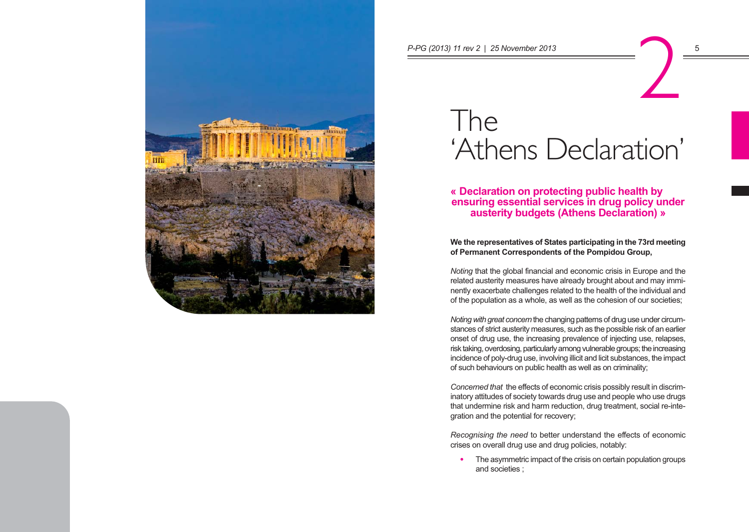# 2 The 'Athens Declaration'

## « Declaration on protecting public health by ensuring essential services in drug policy under austerity budgets (Athens Declaration) »

**We the representatives of States participating in the 73rd meeting of Permanent Correspondents of the Pompidou Group,**

*Noting* that the global financial and economic crisis in Europe and the related austerity measures have already brought about and may imminently exacerbate challenges related to the health of the individual and of the population as a whole, as well as the cohesion of our societies;

*Noting with great concern* the changing patterns of drug use under circumstances of strict austerity measures, such as the possible risk of an earlier onset of drug use, the increasing prevalence of injecting use, relapses, risk taking, overdosing, particularly among vulnerable groups; the increasing incidence of poly-drug use, involving illicit and licit substances, the impact of such behaviours on public health as well as on criminality;

*Concerned that* the effects of economic crisis possibly result in discriminatory attitudes of society towards drug use and people who use drugs that undermine risk and harm reduction, drug treatment, social re-integration and the potential for recovery;

*Recognising the need* to better understand the effects of economic crises on overall drug use and drug policies, notably:

- The asymmetric impact of the crisis on certain population groups and societies ;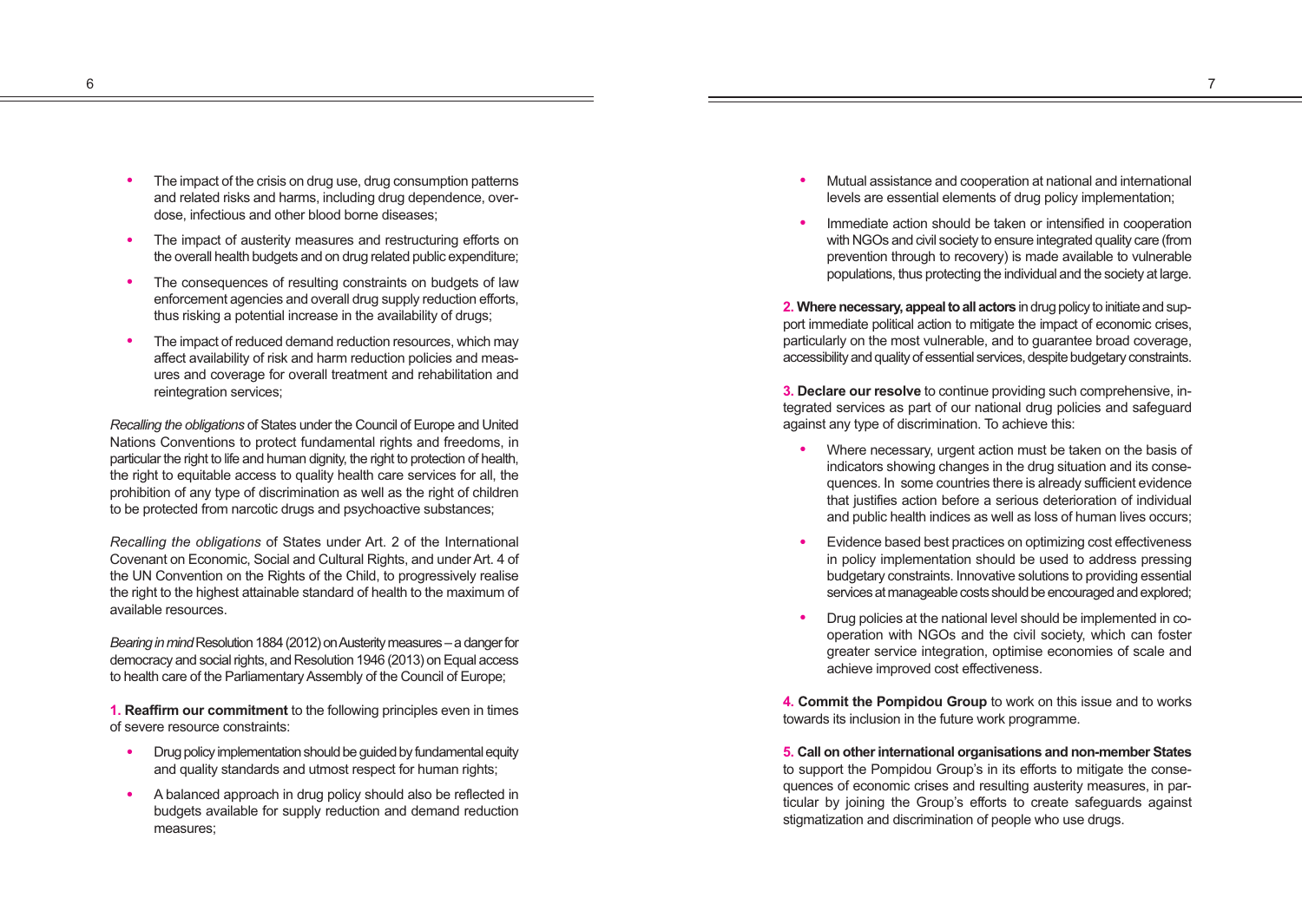- The impact of the crisis on drug use, drug consumption patterns and related risks and harms, including drug dependence, overdose, infectious and other blood borne diseases;
- The impact of austerity measures and restructuring efforts on the overall health budgets and on drug related public expenditure;
- The consequences of resulting constraints on budgets of law enforcement agencies and overall drug supply reduction efforts, thus risking a potential increase in the availability of drugs;
- The impact of reduced demand reduction resources, which may affect availability of risk and harm reduction policies and measures and coverage for overall treatment and rehabilitation and reintegration services;

*Recalling the obligations* of States under the Council of Europe and United Nations Conventions to protect fundamental rights and freedoms, in particular the right to life and human dignity, the right to protection of health, the right to equitable access to quality health care services for all, the prohibition of any type of discrimination as well as the right of children to be protected from narcotic drugs and psychoactive substances;

*Recalling the obligations* of States under Art. 2 of the International Covenant on Economic, Social and Cultural Rights, and under Art. 4 of the UN Convention on the Rights of the Child, to progressively realise the right to the highest attainable standard of health to the maximum of available resources.

*Bearing in mind* Resolution 1884 (2012) on Austerity measures – a danger for democracy and social rights, and Resolution 1946 (2013) on Equal access to health care of the Parliamentary Assembly of the Council of Europe;

**1. Reaffirm our commitment** to the following principles even in times of severe resource constraints:

- Drug policy implementation should be guided by fundamental equity and quality standards and utmost respect for human rights;
- A balanced approach in drug policy should also be reflected in budgets available for supply reduction and demand reduction measures;
- Mutual assistance and cooperation at national and international levels are essential elements of drug policy implementation;
- Immediate action should be taken or intensified in cooperation with NGOs and civil society to ensure integrated quality care (from prevention through to recovery) is made available to vulnerable populations, thus protecting the individual and the society at large.

**2. Where necessary, appeal to all actors** in drug policy to initiate and support immediate political action to mitigate the impact of economic crises, particularly on the most vulnerable, and to guarantee broad coverage, accessibility and quality of essential services, despite budgetary constraints.

**3. Declare our resolve** to continue providing such comprehensive, integrated services as part of our national drug policies and safeguard against any type of discrimination. To achieve this:

- Where necessary, urgent action must be taken on the basis of indicators showing changes in the drug situation and its consequences. In some countries there is already sufficient evidence that justifies action before a serious deterioration of individual and public health indices as well as loss of human lives occurs;
- Evidence based best practices on optimizing cost effectiveness in policy implementation should be used to address pressing budgetary constraints. Innovative solutions to providing essential services at manageable costs should be encouraged and explored;
- Drug policies at the national level should be implemented in cooperation with NGOs and the civil society, which can foster greater service integration, optimise economies of scale and achieve improved cost effectiveness.

**4. Commit the Pompidou Group** to work on this issue and to works towards its inclusion in the future work programme.

**5. Call on other international organisations and non-member States** to support the Pompidou Group's in its efforts to mitigate the consequences of economic crises and resulting austerity measures, in particular by joining the Group's efforts to create safeguards against stigmatization and discrimination of people who use drugs.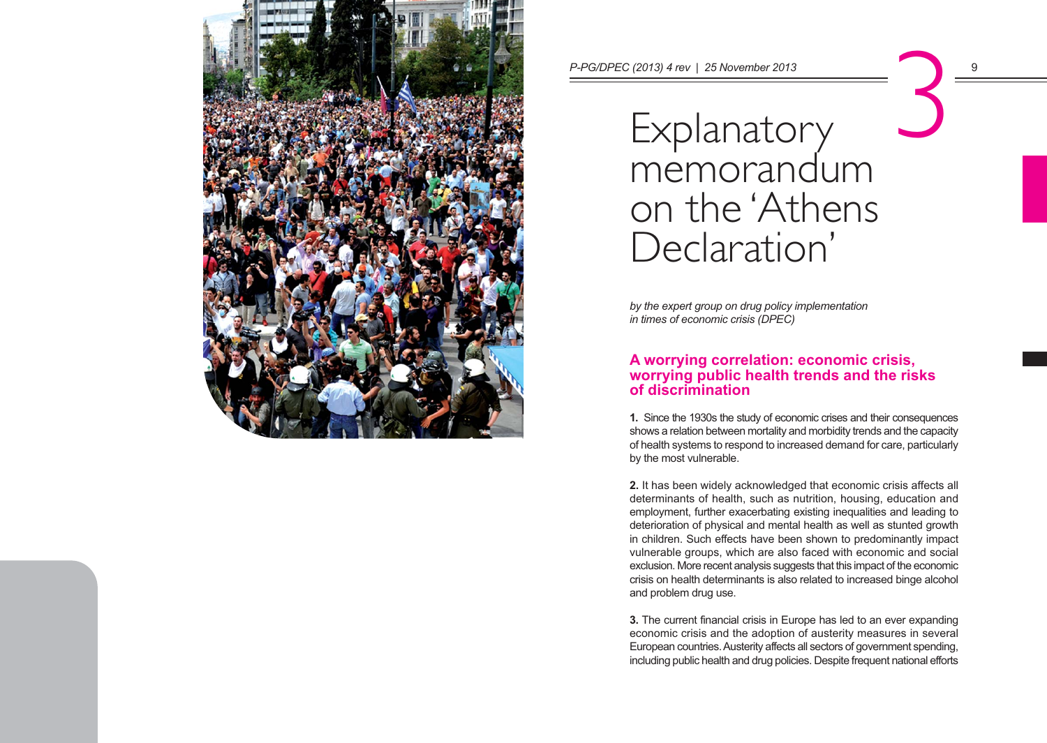# 3 Explanatory memorandum on the 'Athens Declaration'

*by the expert group on drug policy implementation in times of economic crisis (DPEC)*

## A worrying correlation: economic crisis, worrying public health trends and the risks of discrimination

**1.** Since the 1930s the study of economic crises and their consequences shows a relation between mortality and morbidity trends and the capacity of health systems to respond to increased demand for care, particularly by the most vulnerable.

**2.** It has been widely acknowledged that economic crisis affects all determinants of health, such as nutrition, housing, education and employment, further exacerbating existing inequalities and leading to deterioration of physical and mental health as well as stunted growth in children. Such effects have been shown to predominantly impact vulnerable groups, which are also faced with economic and social exclusion. More recent analysis suggests that this impact of the economic crisis on health determinants is also related to increased binge alcohol and problem drug use.

**3.** The current financial crisis in Europe has led to an ever expanding economic crisis and the adoption of austerity measures in several European countries. Austerity affects all sectors of government spending, including public health and drug policies. Despite frequent national efforts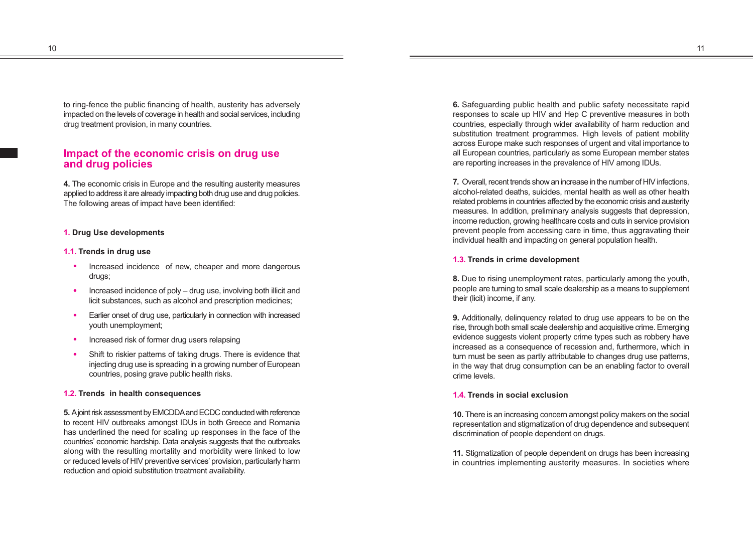to ring-fence the public financing of health, austerity has adversely impacted on the levels of coverage in health and social services, including drug treatment provision, in many countries.

## Impact of the economic crisis on drug use and drug policies

**4.** The economic crisis in Europe and the resulting austerity measures applied to address it are already impacting both drug use and drug policies. The following areas of impact have been identified:

### 1. Drug Use developments

#### 1.1. Trends in drug use

- Increased incidence of new, cheaper and more dangerous drugs;
- Increased incidence of poly – drug use, involving both illicit and licit substances, such as alcohol and prescription medicines;
- Earlier onset of drug use, particularly in connection with increased youth unemployment;
- Increased risk of former drug users relapsing
- Shift to riskier patterns of taking drugs. There is evidence that injecting drug use is spreading in a growing number of European countries, posing grave public health risks.

#### 1.2. Trends in health consequences

**5.** A joint risk assessment by EMCDDA and ECDC conducted with reference to recent HIV outbreaks amongst IDUs in both Greece and Romania has underlined the need for scaling up responses in the face of the countries' economic hardship. Data analysis suggests that the outbreaks along with the resulting mortality and morbidity were linked to low or reduced levels of HIV preventive services' provision, particularly harm reduction and opioid substitution treatment availability.

**6.** Safeguarding public health and public safety necessitate rapid responses to scale up HIV and Hep C preventive measures in both countries, especially through wider availability of harm reduction and substitution treatment programmes. High levels of patient mobility across Europe make such responses of urgent and vital importance to all European countries, particularly as some European member states are reporting increases in the prevalence of HIV among IDUs.

**7.** Overall, recent trends show an increase in the number of HIV infections, alcohol-related deaths, suicides, mental health as well as other health related problems in countries affected by the economic crisis and austerity measures. In addition, preliminary analysis suggests that depression, income reduction, growing healthcare costs and cuts in service provision prevent people from accessing care in time, thus aggravating their individual health and impacting on general population health.

#### 1.3. Trends in crime development

**8.** Due to rising unemployment rates, particularly among the youth, people are turning to small scale dealership as a means to supplement their (licit) income, if any.

**9.** Additionally, delinquency related to drug use appears to be on the rise, through both small scale dealership and acquisitive crime. Emerging evidence suggests violent property crime types such as robbery have increased as a consequence of recession and, furthermore, which in turn must be seen as partly attributable to changes drug use patterns, in the way that drug consumption can be an enabling factor to overall crime levels.

#### 1.4. Trends in social exclusion

**10.** There is an increasing concern amongst policy makers on the social representation and stigmatization of drug dependence and subsequent discrimination of people dependent on drugs.

**11.** Stigmatization of people dependent on drugs has been increasing in countries implementing austerity measures. In societies where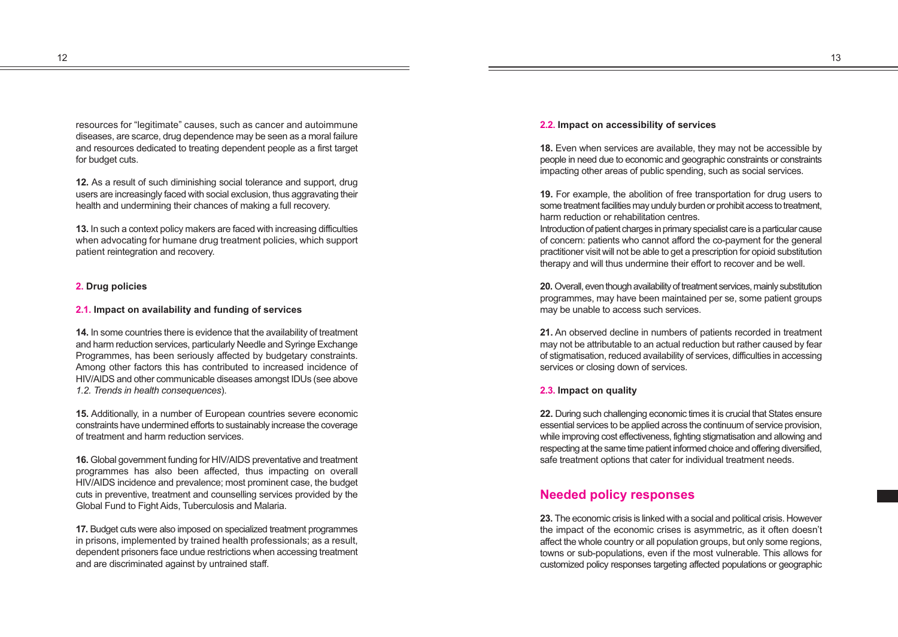resources for "legitimate" causes, such as cancer and autoimmune diseases, are scarce, drug dependence may be seen as a moral failure and resources dedicated to treating dependent people as a first target for budget cuts.

**12.** As a result of such diminishing social tolerance and support, drug users are increasingly faced with social exclusion, thus aggravating their health and undermining their chances of making a full recovery.

**13.** In such a context policy makers are faced with increasing difficulties when advocating for humane drug treatment policies, which support patient reintegration and recovery.

### 2. Drug policies

#### 2.1. Impact on availability and funding of services

**14.** In some countries there is evidence that the availability of treatment and harm reduction services, particularly Needle and Syringe Exchange Programmes, has been seriously affected by budgetary constraints. Among other factors this has contributed to increased incidence of HIV/AIDS and other communicable diseases amongst IDUs (see above *1.2. Trends in health consequences*).

**15.** Additionally, in a number of European countries severe economic constraints have undermined efforts to sustainably increase the coverage of treatment and harm reduction services.

**16.** Global government funding for HIV/AIDS preventative and treatment programmes has also been affected, thus impacting on overall HIV/AIDS incidence and prevalence; most prominent case, the budget cuts in preventive, treatment and counselling services provided by the Global Fund to Fight Aids, Tuberculosis and Malaria.

**17.** Budget cuts were also imposed on specialized treatment programmes in prisons, implemented by trained health professionals; as a result, dependent prisoners face undue restrictions when accessing treatment and are discriminated against by untrained staff.

#### 2.2. Impact on accessibility of services

**18.** Even when services are available, they may not be accessible by people in need due to economic and geographic constraints or constraints impacting other areas of public spending, such as social services.

**19.** For example, the abolition of free transportation for drug users to some treatment facilities may unduly burden or prohibit access to treatment, harm reduction or rehabilitation centres.
Introduction of patient charges in primary specialist care is a particular cause of concern: patients who cannot afford the co-payment for the general practitioner visit will not be able to get a prescription for opioid substitution therapy and will thus undermine their effort to recover and be well.

**20.** Overall, even though availability of treatment services, mainly substitution programmes, may have been maintained per se, some patient groups may be unable to access such services.

**21.** An observed decline in numbers of patients recorded in treatment may not be attributable to an actual reduction but rather caused by fear of stigmatisation, reduced availability of services, difficulties in accessing services or closing down of services.

#### 2.3. Impact on quality

**22.** During such challenging economic times it is crucial that States ensure essential services to be applied across the continuum of service provision, while improving cost effectiveness, fighting stigmatisation and allowing and respecting at the same time patient informed choice and offering diversified, safe treatment options that cater for individual treatment needs.

## Needed policy responses

**23.** The economic crisis is linked with a social and political crisis. However the impact of the economic crises is asymmetric, as it often doesn't affect the whole country or all population groups, but only some regions, towns or sub-populations, even if the most vulnerable. This allows for customized policy responses targeting affected populations or geographic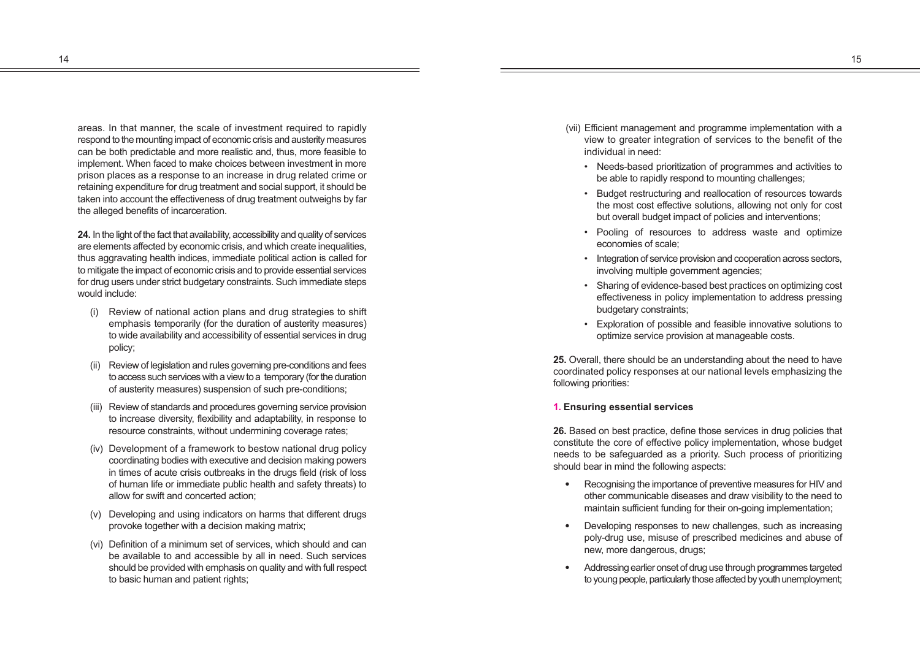areas. In that manner, the scale of investment required to rapidly respond to the mounting impact of economic crisis and austerity measures can be both predictable and more realistic and, thus, more feasible to implement. When faced to make choices between investment in more prison places as a response to an increase in drug related crime or retaining expenditure for drug treatment and social support, it should be taken into account the effectiveness of drug treatment outweighs by far the alleged benefits of incarceration.

**24.** In the light of the fact that availability, accessibility and quality of services are elements affected by economic crisis, and which create inequalities, thus aggravating health indices, immediate political action is called for to mitigate the impact of economic crisis and to provide essential services for drug users under strict budgetary constraints. Such immediate steps would include:

(i) Review of national action plans and drug strategies to shift emphasis temporarily (for the duration of austerity measures) to wide availability and accessibility of essential services in drug policy;

(ii) Review of legislation and rules governing pre-conditions and fees to access such services with a view to a temporary (for the duration of austerity measures) suspension of such pre-conditions;

(iii) Review of standards and procedures governing service provision to increase diversity, flexibility and adaptability, in response to resource constraints, without undermining coverage rates;

(iv) Development of a framework to bestow national drug policy coordinating bodies with executive and decision making powers in times of acute crisis outbreaks in the drugs field (risk of loss of human life or immediate public health and safety threats) to allow for swift and concerted action;

(v) Developing and using indicators on harms that different drugs provoke together with a decision making matrix;

(vi) Definition of a minimum set of services, which should and can be available to and accessible by all in need. Such services should be provided with emphasis on quality and with full respect to basic human and patient rights;

(vii) Efficient management and programme implementation with a view to greater integration of services to the benefit of the individual in need:

- Needs-based prioritization of programmes and activities to be able to rapidly respond to mounting challenges;
- Budget restructuring and reallocation of resources towards the most cost effective solutions, allowing not only for cost but overall budget impact of policies and interventions;
- Pooling of resources to address waste and optimize economies of scale;
- Integration of service provision and cooperation across sectors, involving multiple government agencies;
- Sharing of evidence-based best practices on optimizing cost effectiveness in policy implementation to address pressing budgetary constraints;
- Exploration of possible and feasible innovative solutions to optimize service provision at manageable costs.

**25.** Overall, there should be an understanding about the need to have coordinated policy responses at our national levels emphasizing the following priorities:

### 1. Ensuring essential services

**26.** Based on best practice, define those services in drug policies that constitute the core of effective policy implementation, whose budget needs to be safeguarded as a priority. Such process of prioritizing should bear in mind the following aspects:

- Recognising the importance of preventive measures for HIV and other communicable diseases and draw visibility to the need to maintain sufficient funding for their on-going implementation;
- Developing responses to new challenges, such as increasing poly-drug use, misuse of prescribed medicines and abuse of new, more dangerous, drugs;
- Addressing earlier onset of drug use through programmes targeted to young people, particularly those affected by youth unemployment;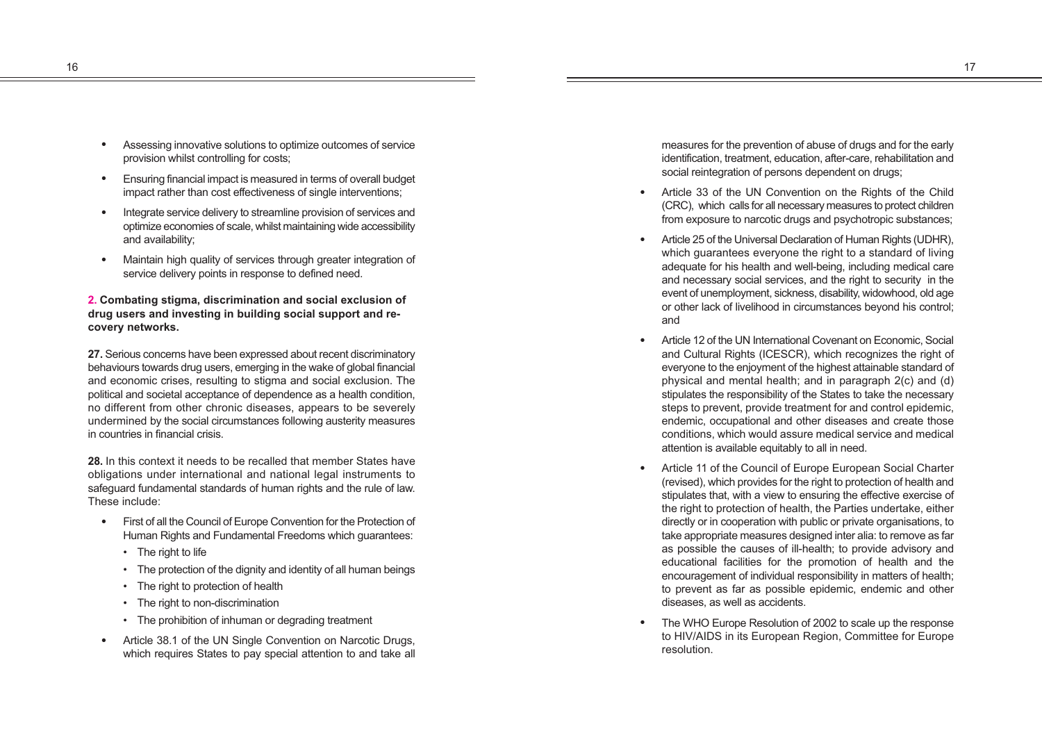- Assessing innovative solutions to optimize outcomes of service provision whilst controlling for costs;
- Ensuring financial impact is measured in terms of overall budget impact rather than cost effectiveness of single interventions;
- Integrate service delivery to streamline provision of services and optimize economies of scale, whilst maintaining wide accessibility and availability;
- Maintain high quality of services through greater integration of service delivery points in response to defined need.

**2. Combating stigma, discrimination and social exclusion of drug users and investing in building social support and recovery networks.**

**27.** Serious concerns have been expressed about recent discriminatory behaviours towards drug users, emerging in the wake of global financial and economic crises, resulting to stigma and social exclusion. The political and societal acceptance of dependence as a health condition, no different from other chronic diseases, appears to be severely undermined by the social circumstances following austerity measures in countries in financial crisis.

**28.** In this context it needs to be recalled that member States have obligations under international and national legal instruments to safeguard fundamental standards of human rights and the rule of law. These include:

- First of all the Council of Europe Convention for the Protection of Human Rights and Fundamental Freedoms which guarantees:
  - The right to life
  - The protection of the dignity and identity of all human beings
  - The right to protection of health
  - The right to non-discrimination
  - The prohibition of inhuman or degrading treatment
- Article 38.1 of the UN Single Convention on Narcotic Drugs, which requires States to pay special attention to and take all measures for the prevention of abuse of drugs and for the early identification, treatment, education, after-care, rehabilitation and social reintegration of persons dependent on drugs;
- Article 33 of the UN Convention on the Rights of the Child (CRC), which calls for all necessary measures to protect children from exposure to narcotic drugs and psychotropic substances;
- Article 25 of the Universal Declaration of Human Rights (UDHR), which guarantees everyone the right to a standard of living adequate for his health and well-being, including medical care and necessary social services, and the right to security in the event of unemployment, sickness, disability, widowhood, old age or other lack of livelihood in circumstances beyond his control; and
- Article 12 of the UN International Covenant on Economic, Social and Cultural Rights (ICESCR), which recognizes the right of everyone to the enjoyment of the highest attainable standard of physical and mental health; and in paragraph 2(c) and (d) stipulates the responsibility of the States to take the necessary steps to prevent, provide treatment for and control epidemic, endemic, occupational and other diseases and create those conditions, which would assure medical service and medical attention is available equitably to all in need.
- Article 11 of the Council of Europe European Social Charter (revised), which provides for the right to protection of health and stipulates that, with a view to ensuring the effective exercise of the right to protection of health, the Parties undertake, either directly or in cooperation with public or private organisations, to take appropriate measures designed inter alia: to remove as far as possible the causes of ill-health; to provide advisory and educational facilities for the promotion of health and the encouragement of individual responsibility in matters of health; to prevent as far as possible epidemic, endemic and other diseases, as well as accidents.
- The WHO Europe Resolution of 2002 to scale up the response to HIV/AIDS in its European Region, Committee for Europe resolution.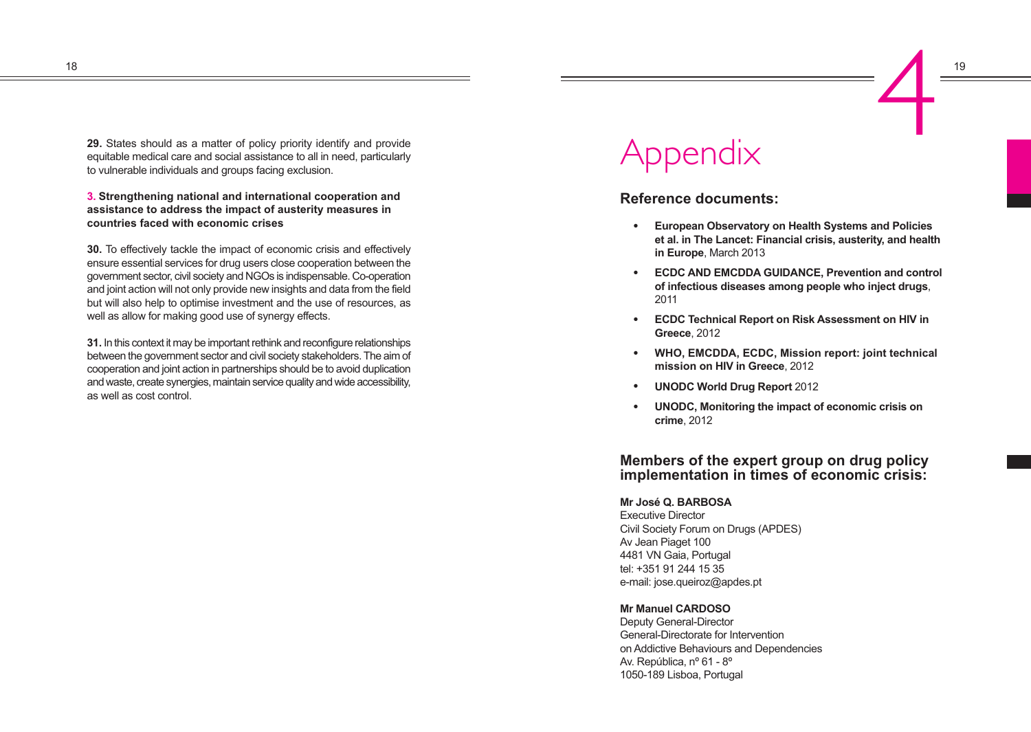**29.** States should as a matter of policy priority identify and provide equitable medical care and social assistance to all in need, particularly to vulnerable individuals and groups facing exclusion.

**3. Strengthening national and international cooperation and assistance to address the impact of austerity measures in countries faced with economic crises**

**30.** To effectively tackle the impact of economic crisis and effectively ensure essential services for drug users close cooperation between the government sector, civil society and NGOs is indispensable. Co-operation and joint action will not only provide new insights and data from the field but will also help to optimise investment and the use of resources, as well as allow for making good use of synergy effects.

**31.** In this context it may be important rethink and reconfigure relationships between the government sector and civil society stakeholders. The aim of cooperation and joint action in partnerships should be to avoid duplication and waste, create synergies, maintain service quality and wide accessibility, as well as cost control.

# 4 Appendix

## Reference documents:

- **European Observatory on Health Systems and Policies et al. in The Lancet: Financial crisis, austerity, and health in Europe**, March 2013
- **ECDC AND EMCDDA GUIDANCE, Prevention and control of infectious diseases among people who inject drugs**, 2011
- **ECDC Technical Report on Risk Assessment on HIV in Greece**, 2012
- **WHO, EMCDDA, ECDC, Mission report: joint technical mission on HIV in Greece**, 2012
- **UNODC World Drug Report** 2012
- **UNODC, Monitoring the impact of economic crisis on crime**, 2012

## Members of the expert group on drug policy implementation in times of economic crisis:

**Mr José Q. BARBOSA**
Executive Director
Civil Society Forum on Drugs (APDES)
Av Jean Piaget 100
4481 VN Gaia, Portugal
tel: +351 91 244 15 35
e-mail: jose.queiroz@apdes.pt

**Mr Manuel CARDOSO**
Deputy General-Director
General-Directorate for Intervention
on Addictive Behaviours and Dependencies
Av. República, nº 61 - 8º
1050-189 Lisboa, Portugal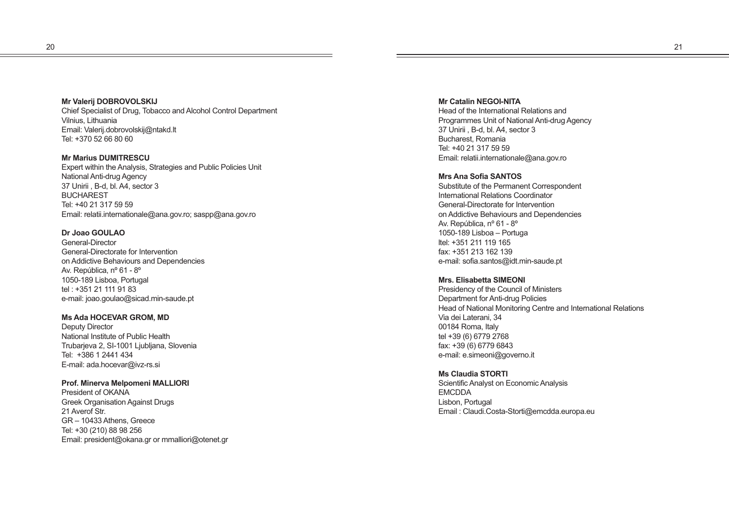**Mr Valerij DOBROVOLSKIJ**
Chief Specialist of Drug, Tobacco and Alcohol Control Department
Vilnius, Lithuania
Email: Valerij.dobrovolskij@ntakd.lt
Tel: +370 52 66 80 60

**Mr Marius DUMITRESCU**
Expert within the Analysis, Strategies and Public Policies Unit
National Anti-drug Agency
37 Unirii , B-d, bl. A4, sector 3
BUCHAREST
Tel: +40 21 317 59 59
Email: relatii.internationale@ana.gov.ro; saspp@ana.gov.ro

**Dr Joao GOULAO**
General-Director
General-Directorate for Intervention
on Addictive Behaviours and Dependencies
Av. República, nº 61 - 8º
1050-189 Lisboa, Portugal
tel : +351 21 111 91 83
e-mail: joao.goulao@sicad.min-saude.pt

**Ms Ada HOCEVAR GROM, MD**
Deputy Director
National Institute of Public Health
Trubarjeva 2, SI-1001 Ljubljana, Slovenia
Tel: +386 1 2441 434
E-mail: ada.hocevar@ivz-rs.si

**Prof. Minerva Melpomeni MALLIORI**
President of OKANA
Greek Organisation Against Drugs
21 Averof Str.
GR – 10433 Athens, Greece
Tel: +30 (210) 88 98 256
Email: president@okana.gr or mmalliori@otenet.gr

**Mr Catalin NEGOI-NITA**
Head of the International Relations and
Programmes Unit of National Anti-drug Agency
37 Unirii , B-d, bl. A4, sector 3
Bucharest, Romania
Tel: +40 21 317 59 59
Email: relatii.internationale@ana.gov.ro

**Mrs Ana Sofia SANTOS**
Substitute of the Permanent Correspondent
International Relations Coordinator
General-Directorate for Intervention
on Addictive Behaviours and Dependencies
Av. República, nº 61 - 8º
1050-189 Lisboa – Portuga
ltel: +351 211 119 165
fax: +351 213 162 139
e-mail: sofia.santos@idt.min-saude.pt

**Mrs. Elisabetta SIMEONI**
Presidency of the Council of Ministers
Department for Anti-drug Policies
Head of National Monitoring Centre and International Relations
Via dei Laterani, 34
00184 Roma, Italy
tel +39 (6) 6779 2768
fax: +39 (6) 6779 6843
e-mail: e.simeoni@governo.it

**Ms Claudia STORTI**
Scientific Analyst on Economic Analysis
EMCDDA
Lisbon, Portugal
Email : Claudi.Costa-Storti@emcdda.europa.eu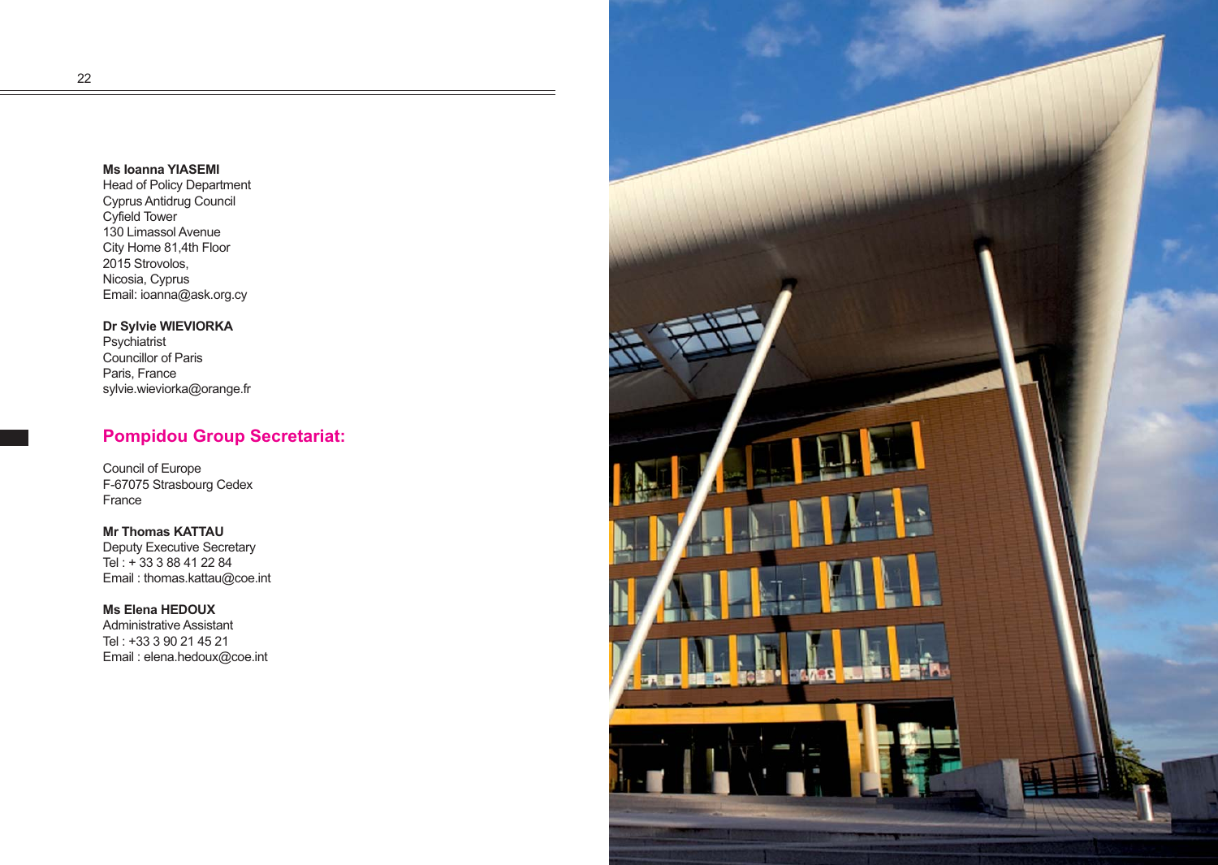**Ms Ioanna YIASEMI**
Head of Policy Department
Cyprus Antidrug Council
Cyfield Tower
130 Limassol Avenue
City Home 81,4th Floor
2015 Strovolos,
Nicosia, Cyprus
Email: ioanna@ask.org.cy

**Dr Sylvie WIEVIORKA**
Psychiatrist
Councillor of Paris
Paris, France
sylvie.wieviorka@orange.fr

## Pompidou Group Secretariat:

Council of Europe
F-67075 Strasbourg Cedex
France

**Mr Thomas KATTAU**
Deputy Executive Secretary
Tel : + 33 3 88 41 22 84
Email : thomas.kattau@coe.int

**Ms Elena HEDOUX**
Administrative Assistant
Tel : +33 3 90 21 45 21
Email : elena.hedoux@coe.int